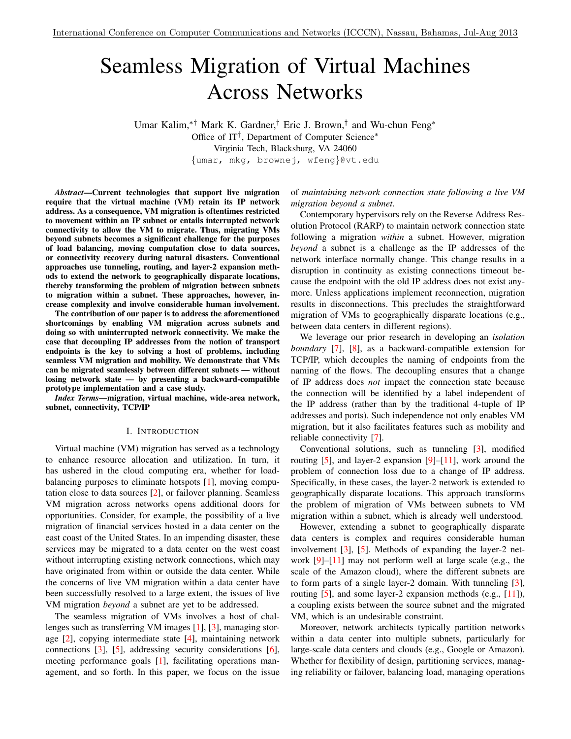# Seamless Migration of Virtual Machines Across Networks

Umar Kalim,[*†] Mark K. Gardner,[†] Eric J. Brown,[†] and Wu-chun Feng[*]
Office of IT[†], Department of Computer Science[*]
Virginia Tech, Blacksburg, VA 24060
{umar, mkg, brownej, wfeng}@vt.edu

***Abstract*—Current technologies that support live migration require that the virtual machine (VM) retain its IP network address. As a consequence, VM migration is oftentimes restricted to movement within an IP subnet or entails interrupted network connectivity to allow the VM to migrate. Thus, migrating VMs beyond subnets becomes a significant challenge for the purposes of load balancing, moving computation close to data sources, or connectivity recovery during natural disasters. Conventional approaches use tunneling, routing, and layer-2 expansion methods to extend the network to geographically disparate locations, thereby transforming the problem of migration between subnets to migration within a subnet. These approaches, however, increase complexity and involve considerable human involvement.**

**The contribution of our paper is to address the aforementioned shortcomings by enabling VM migration across subnets and doing so with uninterrupted network connectivity. We make the case that decoupling IP addresses from the notion of transport endpoints is the key to solving a host of problems, including seamless VM migration and mobility. We demonstrate that VMs can be migrated seamlessly between different subnets — without losing network state — by presenting a backward-compatible prototype implementation and a case study.**

***Index Terms*—migration, virtual machine, wide-area network, subnet, connectivity, TCP/IP**

## I. Introduction

Virtual machine (VM) migration has served as a technology to enhance resource allocation and utilization. In turn, it has ushered in the cloud computing era, whether for load-balancing purposes to eliminate hotspots [1], moving computation close to data sources [2], or failover planning. Seamless VM migration across networks opens additional doors for opportunities. Consider, for example, the possibility of a live migration of financial services hosted in a data center on the east coast of the United States. In an impending disaster, these services may be migrated to a data center on the west coast without interrupting existing network connections, which may have originated from within or outside the data center. While the concerns of live VM migration within a data center have been successfully resolved to a large extent, the issues of live VM migration *beyond* a subnet are yet to be addressed.

The seamless migration of VMs involves a host of challenges such as transferring VM images [1], [3], managing storage [2], copying intermediate state [4], maintaining network connections [3], [5], addressing security considerations [6], meeting performance goals [1], facilitating operations management, and so forth. In this paper, we focus on the issue of *maintaining network connection state following a live VM migration beyond a subnet*.

Contemporary hypervisors rely on the Reverse Address Resolution Protocol (RARP) to maintain network connection state following a migration *within* a subnet. However, migration *beyond* a subnet is a challenge as the IP addresses of the network interface normally change. This change results in a disruption in continuity as existing connections timeout because the endpoint with the old IP address does not exist anymore. Unless applications implement reconnection, migration results in disconnections. This precludes the straightforward migration of VMs to geographically disparate locations (e.g., between data centers in different regions).

We leverage our prior research in developing an *isolation boundary* [7], [8], as a backward-compatible extension for TCP/IP, which decouples the naming of endpoints from the naming of the flows. The decoupling ensures that a change of IP address does *not* impact the connection state because the connection will be identified by a label independent of the IP address (rather than by the traditional 4-tuple of IP addresses and ports). Such independence not only enables VM migration, but it also facilitates features such as mobility and reliable connectivity [7].

Conventional solutions, such as tunneling [3], modified routing [5], and layer-2 expansion [9]–[11], work around the problem of connection loss due to a change of IP address. Specifically, in these cases, the layer-2 network is extended to geographically disparate locations. This approach transforms the problem of migration of VMs between subnets to VM migration within a subnet, which is already well understood.

However, extending a subnet to geographically disparate data centers is complex and requires considerable human involvement [3], [5]. Methods of expanding the layer-2 network [9]–[11] may not perform well at large scale (e.g., the scale of the Amazon cloud), where the different subnets are to form parts of a single layer-2 domain. With tunneling [3], routing [5], and some layer-2 expansion methods (e.g., [11]), a coupling exists between the source subnet and the migrated VM, which is an undesirable constraint.

Moreover, network architects typically partition networks within a data center into multiple subnets, particularly for large-scale data centers and clouds (e.g., Google or Amazon). Whether for flexibility of design, partitioning services, managing reliability or failover, balancing load, managing operations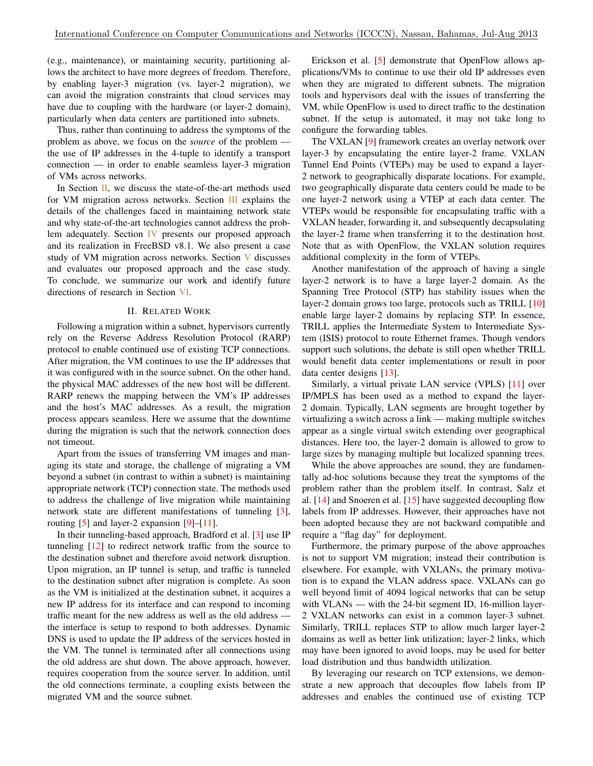(e.g., maintenance), or maintaining security, partitioning allows the architect to have more degrees of freedom. Therefore, by enabling layer-3 migration (vs. layer-2 migration), we can avoid the migration constraints that cloud services may have due to coupling with the hardware (or layer-2 domain), particularly when data centers are partitioned into subnets.

Thus, rather than continuing to address the symptoms of the problem as above, we focus on the *source* of the problem — the use of IP addresses in the 4-tuple to identify a transport connection — in order to enable seamless layer-3 migration of VMs across networks.

In Section II, we discuss the state-of-the-art methods used for VM migration across networks. Section III explains the details of the challenges faced in maintaining network state and why state-of-the-art technologies cannot address the problem adequately. Section IV presents our proposed approach and its realization in FreeBSD v8.1. We also present a case study of VM migration across networks. Section V discusses and evaluates our proposed approach and the case study. To conclude, we summarize our work and identify future directions of research in Section VI.

## II. Related Work

Following a migration within a subnet, hypervisors currently rely on the Reverse Address Resolution Protocol (RARP) protocol to enable continued use of existing TCP connections. After migration, the VM continues to use the IP addresses that it was configured with in the source subnet. On the other hand, the physical MAC addresses of the new host will be different. RARP renews the mapping between the VM's IP addresses and the host's MAC addresses. As a result, the migration process appears seamless. Here we assume that the downtime during the migration is such that the network connection does not timeout.

Apart from the issues of transferring VM images and managing its state and storage, the challenge of migrating a VM beyond a subnet (in contrast to within a subnet) is maintaining appropriate network (TCP) connection state. The methods used to address the challenge of live migration while maintaining network state are different manifestations of tunneling [3], routing [5] and layer-2 expansion [9]–[11].

In their tunneling-based approach, Bradford et al. [3] use IP tunneling [12] to redirect network traffic from the source to the destination subnet and therefore avoid network disruption. Upon migration, an IP tunnel is setup, and traffic is tunneled to the destination subnet after migration is complete. As soon as the VM is initialized at the destination subnet, it acquires a new IP address for its interface and can respond to incoming traffic meant for the new address as well as the old address — the interface is setup to respond to both addresses. Dynamic DNS is used to update the IP address of the services hosted in the VM. The tunnel is terminated after all connections using the old address are shut down. The above approach, however, requires cooperation from the source server. In addition, until the old connections terminate, a coupling exists between the migrated VM and the source subnet.

Erickson et al. [5] demonstrate that OpenFlow allows applications/VMs to continue to use their old IP addresses even when they are migrated to different subnets. The migration tools and hypervisors deal with the issues of transferring the VM, while OpenFlow is used to direct traffic to the destination subnet. If the setup is automated, it may not take long to configure the forwarding tables.

The VXLAN [9] framework creates an overlay network over layer-3 by encapsulating the entire layer-2 frame. VXLAN Tunnel End Points (VTEPs) may be used to expand a layer-2 network to geographically disparate locations. For example, two geographically disparate data centers could be made to be one layer-2 network using a VTEP at each data center. The VTEPs would be responsible for encapsulating traffic with a VXLAN header, forwarding it, and subsequently decapsulating the layer-2 frame when transferring it to the destination host. Note that as with OpenFlow, the VXLAN solution requires additional complexity in the form of VTEPs.

Another manifestation of the approach of having a single layer-2 network is to have a large layer-2 domain. As the Spanning Tree Protocol (STP) has stability issues when the layer-2 domain grows too large, protocols such as TRILL [10] enable large layer-2 domains by replacing STP. In essence, TRILL applies the Intermediate System to Intermediate System (ISIS) protocol to route Ethernet frames. Though vendors support such solutions, the debate is still open whether TRILL would benefit data center implementations or result in poor data center designs [13].

Similarly, a virtual private LAN service (VPLS) [11] over IP/MPLS has been used as a method to expand the layer-2 domain. Typically, LAN segments are brought together by virtualizing a switch across a link — making multiple switches appear as a single virtual switch extending over geographical distances. Here too, the layer-2 domain is allowed to grow to large sizes by managing multiple but localized spanning trees.

While the above approaches are sound, they are fundamentally ad-hoc solutions because they treat the symptoms of the problem rather than the problem itself. In contrast, Salz et al. [14] and Snoeren et al. [15] have suggested decoupling flow labels from IP addresses. However, their approaches have not been adopted because they are not backward compatible and require a "flag day" for deployment.

Furthermore, the primary purpose of the above approaches is not to support VM migration; instead their contribution is elsewhere. For example, with VXLANs, the primary motivation is to expand the VLAN address space. VXLANs can go well beyond limit of 4094 logical networks that can be setup with VLANs — with the 24-bit segment ID, 16-million layer-2 VXLAN networks can exist in a common layer-3 subnet. Similarly, TRILL replaces STP to allow much larger layer-2 domains as well as better link utilization; layer-2 links, which may have been ignored to avoid loops, may be used for better load distribution and thus bandwidth utilization.

By leveraging our research on TCP extensions, we demonstrate a new approach that decouples flow labels from IP addresses and enables the continued use of existing TCP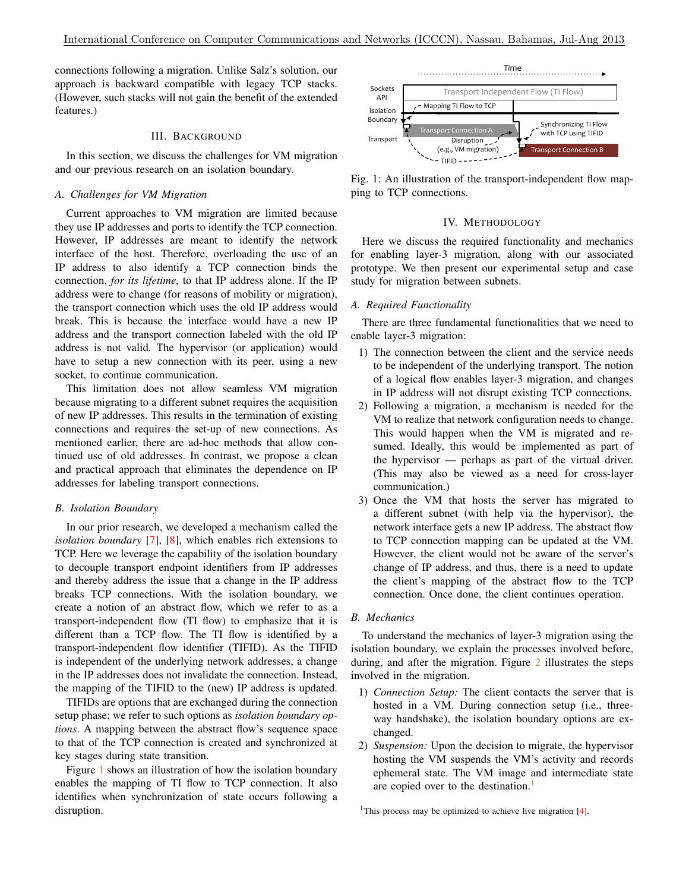connections following a migration. Unlike Salz's solution, our approach is backward compatible with legacy TCP stacks. (However, such stacks will not gain the benefit of the extended features.)

## III. Background

In this section, we discuss the challenges for VM migration and our previous research on an isolation boundary.

### A. Challenges for VM Migration

Current approaches to VM migration are limited because they use IP addresses and ports to identify the TCP connection. However, IP addresses are meant to identify the network interface of the host. Therefore, overloading the use of an IP address to also identify a TCP connection binds the connection, *for its lifetime*, to that IP address alone. If the IP address were to change (for reasons of mobility or migration), the transport connection which uses the old IP address would break. This is because the interface would have a new IP address and the transport connection labeled with the old IP address is not valid. The hypervisor (or application) would have to setup a new connection with its peer, using a new socket, to continue communication.

This limitation does not allow seamless VM migration because migrating to a different subnet requires the acquisition of new IP addresses. This results in the termination of existing connections and requires the set-up of new connections. As mentioned earlier, there are ad-hoc methods that allow continued use of old addresses. In contrast, we propose a clean and practical approach that eliminates the dependence on IP addresses for labeling transport connections.

### B. Isolation Boundary

In our prior research, we developed a mechanism called the *isolation boundary* [7], [8], which enables rich extensions to TCP. Here we leverage the capability of the isolation boundary to decouple transport endpoint identifiers from IP addresses and thereby address the issue that a change in the IP address breaks TCP connections. With the isolation boundary, we create a notion of an abstract flow, which we refer to as a transport-independent flow (TI flow) to emphasize that it is different than a TCP flow. The TI flow is identified by a transport-independent flow identifier (TIFID). As the TIFID is independent of the underlying network addresses, a change in the IP addresses does not invalidate the connection. Instead, the mapping of the TIFID to the (new) IP address is updated.

TIFIDs are options that are exchanged during the connection setup phase; we refer to such options as *isolation boundary options*. A mapping between the abstract flow's sequence space to that of the TCP connection is created and synchronized at key stages during state transition.

Figure 1 shows an illustration of how the isolation boundary enables the mapping of TI flow to TCP connection. It also identifies when synchronization of state occurs following a disruption.

Fig. 1: An illustration of the transport-independent flow mapping to TCP connections.

## IV. Methodology

Here we discuss the required functionality and mechanics for enabling layer-3 migration, along with our associated prototype. We then present our experimental setup and case study for migration between subnets.

### A. Required Functionality

There are three fundamental functionalities that we need to enable layer-3 migration:

1) The connection between the client and the service needs to be independent of the underlying transport. The notion of a logical flow enables layer-3 migration, and changes in IP address will not disrupt existing TCP connections.
2) Following a migration, a mechanism is needed for the VM to realize that network configuration needs to change. This would happen when the VM is migrated and resumed. Ideally, this would be implemented as part of the hypervisor — perhaps as part of the virtual driver. (This may also be viewed as a need for cross-layer communication.)
3) Once the VM that hosts the server has migrated to a different subnet (with help via the hypervisor), the network interface gets a new IP address. The abstract flow to TCP connection mapping can be updated at the VM. However, the client would not be aware of the server's change of IP address, and thus, there is a need to update the client's mapping of the abstract flow to the TCP connection. Once done, the client continues operation.

### B. Mechanics

To understand the mechanics of layer-3 migration using the isolation boundary, we explain the processes involved before, during, and after the migration. Figure 2 illustrates the steps involved in the migration.

1) *Connection Setup:* The client contacts the server that is hosted in a VM. During connection setup (i.e., three-way handshake), the isolation boundary options are exchanged.
2) *Suspension:* Upon the decision to migrate, the hypervisor hosting the VM suspends the VM's activity and records ephemeral state. The VM image and intermediate state are copied over to the destination.[1]

[1] This process may be optimized to achieve live migration [4].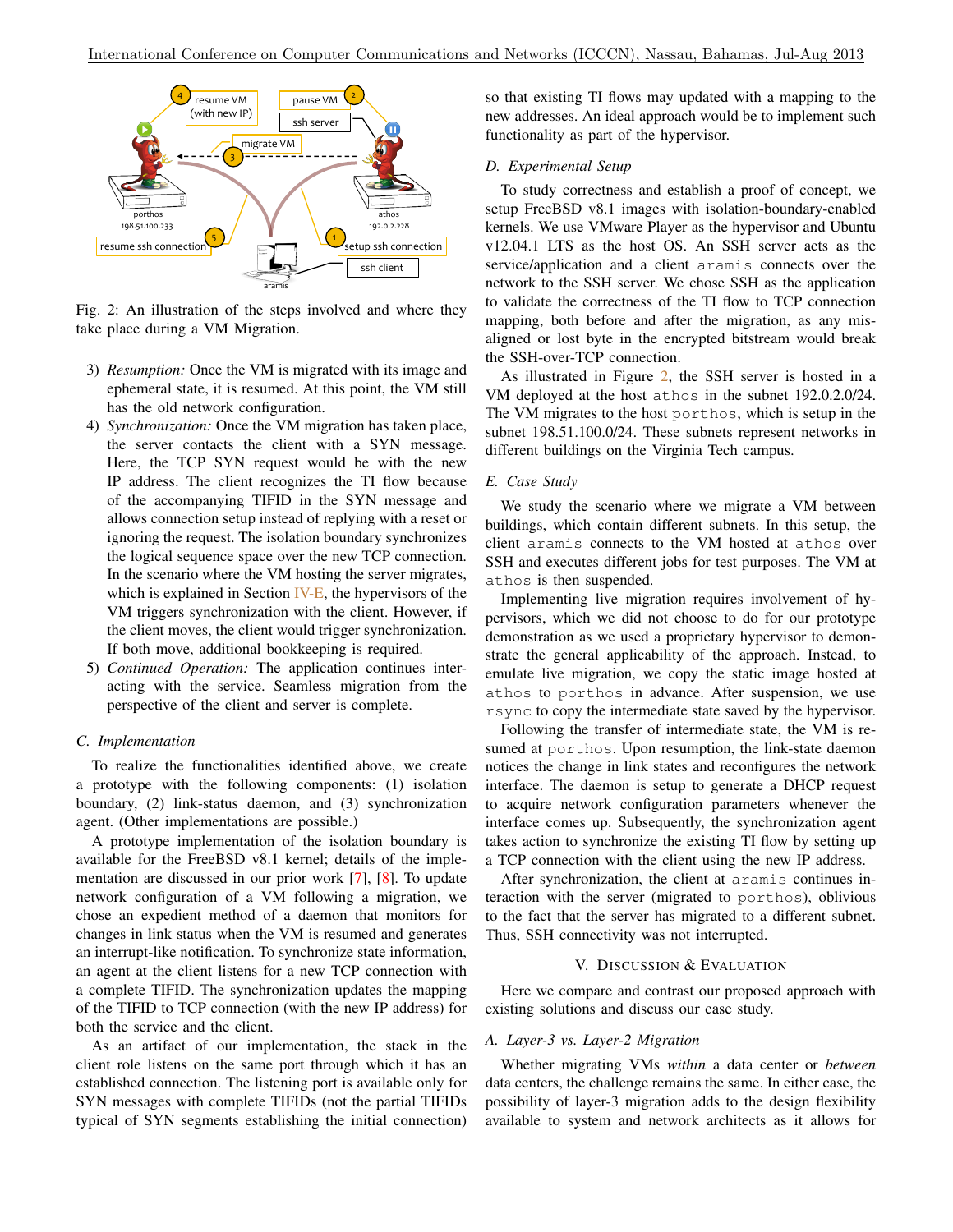Fig. 2: An illustration of the steps involved and where they take place during a VM Migration.

3) *Resumption:* Once the VM is migrated with its image and ephemeral state, it is resumed. At this point, the VM still has the old network configuration.
4) *Synchronization:* Once the VM migration has taken place, the server contacts the client with a SYN message. Here, the TCP SYN request would be with the new IP address. The client recognizes the TI flow because of the accompanying TIFID in the SYN message and allows connection setup instead of replying with a reset or ignoring the request. The isolation boundary synchronizes the logical sequence space over the new TCP connection. In the scenario where the VM hosting the server migrates, which is explained in Section IV-E, the hypervisors of the VM triggers synchronization with the client. However, if the client moves, the client would trigger synchronization. If both move, additional bookkeeping is required.
5) *Continued Operation:* The application continues interacting with the service. Seamless migration from the perspective of the client and server is complete.

### C. Implementation

To realize the functionalities identified above, we create a prototype with the following components: (1) isolation boundary, (2) link-status daemon, and (3) synchronization agent. (Other implementations are possible.)

A prototype implementation of the isolation boundary is available for the FreeBSD v8.1 kernel; details of the implementation are discussed in our prior work [7], [8]. To update network configuration of a VM following a migration, we chose an expedient method of a daemon that monitors for changes in link status when the VM is resumed and generates an interrupt-like notification. To synchronize state information, an agent at the client listens for a new TCP connection with a complete TIFID. The synchronization updates the mapping of the TIFID to TCP connection (with the new IP address) for both the service and the client.

As an artifact of our implementation, the stack in the client role listens on the same port through which it has an established connection. The listening port is available only for SYN messages with complete TIFIDs (not the partial TIFIDs typical of SYN segments establishing the initial connection) so that existing TI flows may updated with a mapping to the new addresses. An ideal approach would be to implement such functionality as part of the hypervisor.

### D. Experimental Setup

To study correctness and establish a proof of concept, we setup FreeBSD v8.1 images with isolation-boundary-enabled kernels. We use VMware Player as the hypervisor and Ubuntu v12.04.1 LTS as the host OS. An SSH server acts as the service/application and a client `aramis` connects over the network to the SSH server. We chose SSH as the application to validate the correctness of the TI flow to TCP connection mapping, both before and after the migration, as any misaligned or lost byte in the encrypted bitstream would break the SSH-over-TCP connection.

As illustrated in Figure 2, the SSH server is hosted in a VM deployed at the host `athos` in the subnet 192.0.2.0/24. The VM migrates to the host `porthos`, which is setup in the subnet 198.51.100.0/24. These subnets represent networks in different buildings on the Virginia Tech campus.

### E. Case Study

We study the scenario where we migrate a VM between buildings, which contain different subnets. In this setup, the client `aramis` connects to the VM hosted at `athos` over SSH and executes different jobs for test purposes. The VM at `athos` is then suspended.

Implementing live migration requires involvement of hypervisors, which we did not choose to do for our prototype demonstration as we used a proprietary hypervisor to demonstrate the general applicability of the approach. Instead, to emulate live migration, we copy the static image hosted at `athos` to `porthos` in advance. After suspension, we use `rsync` to copy the intermediate state saved by the hypervisor.

Following the transfer of intermediate state, the VM is resumed at `porthos`. Upon resumption, the link-state daemon notices the change in link states and reconfigures the network interface. The daemon is setup to generate a DHCP request to acquire network configuration parameters whenever the interface comes up. Subsequently, the synchronization agent takes action to synchronize the existing TI flow by setting up a TCP connection with the client using the new IP address.

After synchronization, the client at `aramis` continues interaction with the server (migrated to `porthos`), oblivious to the fact that the server has migrated to a different subnet. Thus, SSH connectivity was not interrupted.

## V. Discussion & Evaluation

Here we compare and contrast our proposed approach with existing solutions and discuss our case study.

### A. Layer-3 vs. Layer-2 Migration

Whether migrating VMs *within* a data center or *between* data centers, the challenge remains the same. In either case, the possibility of layer-3 migration adds to the design flexibility available to system and network architects as it allows for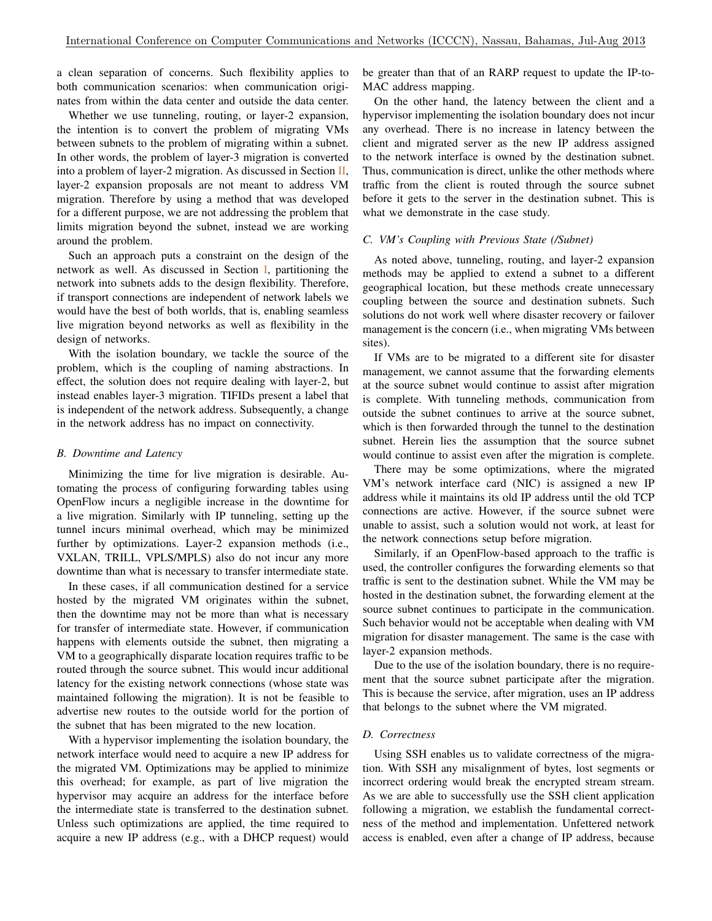a clean separation of concerns. Such flexibility applies to both communication scenarios: when communication originates from within the data center and outside the data center.

Whether we use tunneling, routing, or layer-2 expansion, the intention is to convert the problem of migrating VMs between subnets to the problem of migrating within a subnet. In other words, the problem of layer-3 migration is converted into a problem of layer-2 migration. As discussed in Section II, layer-2 expansion proposals are not meant to address VM migration. Therefore by using a method that was developed for a different purpose, we are not addressing the problem that limits migration beyond the subnet, instead we are working around the problem.

Such an approach puts a constraint on the design of the network as well. As discussed in Section I, partitioning the network into subnets adds to the design flexibility. Therefore, if transport connections are independent of network labels we would have the best of both worlds, that is, enabling seamless live migration beyond networks as well as flexibility in the design of networks.

With the isolation boundary, we tackle the source of the problem, which is the coupling of naming abstractions. In effect, the solution does not require dealing with layer-2, but instead enables layer-3 migration. TIFIDs present a label that is independent of the network address. Subsequently, a change in the network address has no impact on connectivity.

### B. Downtime and Latency

Minimizing the time for live migration is desirable. Automating the process of configuring forwarding tables using OpenFlow incurs a negligible increase in the downtime for a live migration. Similarly with IP tunneling, setting up the tunnel incurs minimal overhead, which may be minimized further by optimizations. Layer-2 expansion methods (i.e., VXLAN, TRILL, VPLS/MPLS) also do not incur any more downtime than what is necessary to transfer intermediate state.

In these cases, if all communication destined for a service hosted by the migrated VM originates within the subnet, then the downtime may not be more than what is necessary for transfer of intermediate state. However, if communication happens with elements outside the subnet, then migrating a VM to a geographically disparate location requires traffic to be routed through the source subnet. This would incur additional latency for the existing network connections (whose state was maintained following the migration). It is not be feasible to advertise new routes to the outside world for the portion of the subnet that has been migrated to the new location.

With a hypervisor implementing the isolation boundary, the network interface would need to acquire a new IP address for the migrated VM. Optimizations may be applied to minimize this overhead; for example, as part of live migration the hypervisor may acquire an address for the interface before the intermediate state is transferred to the destination subnet. Unless such optimizations are applied, the time required to acquire a new IP address (e.g., with a DHCP request) would be greater than that of an RARP request to update the IP-to-MAC address mapping.

On the other hand, the latency between the client and a hypervisor implementing the isolation boundary does not incur any overhead. There is no increase in latency between the client and migrated server as the new IP address assigned to the network interface is owned by the destination subnet. Thus, communication is direct, unlike the other methods where traffic from the client is routed through the source subnet before it gets to the server in the destination subnet. This is what we demonstrate in the case study.

### C. VM's Coupling with Previous State (/Subnet)

As noted above, tunneling, routing, and layer-2 expansion methods may be applied to extend a subnet to a different geographical location, but these methods create unnecessary coupling between the source and destination subnets. Such solutions do not work well where disaster recovery or failover management is the concern (i.e., when migrating VMs between sites).

If VMs are to be migrated to a different site for disaster management, we cannot assume that the forwarding elements at the source subnet would continue to assist after migration is complete. With tunneling methods, communication from outside the subnet continues to arrive at the source subnet, which is then forwarded through the tunnel to the destination subnet. Herein lies the assumption that the source subnet would continue to assist even after the migration is complete.

There may be some optimizations, where the migrated VM's network interface card (NIC) is assigned a new IP address while it maintains its old IP address until the old TCP connections are active. However, if the source subnet were unable to assist, such a solution would not work, at least for the network connections setup before migration.

Similarly, if an OpenFlow-based approach to the traffic is used, the controller configures the forwarding elements so that traffic is sent to the destination subnet. While the VM may be hosted in the destination subnet, the forwarding element at the source subnet continues to participate in the communication. Such behavior would not be acceptable when dealing with VM migration for disaster management. The same is the case with layer-2 expansion methods.

Due to the use of the isolation boundary, there is no requirement that the source subnet participate after the migration. This is because the service, after migration, uses an IP address that belongs to the subnet where the VM migrated.

### D. Correctness

Using SSH enables us to validate correctness of the migration. With SSH any misalignment of bytes, lost segments or incorrect ordering would break the encrypted stream stream. As we are able to successfully use the SSH client application following a migration, we establish the fundamental correctness of the method and implementation. Unfettered network access is enabled, even after a change of IP address, because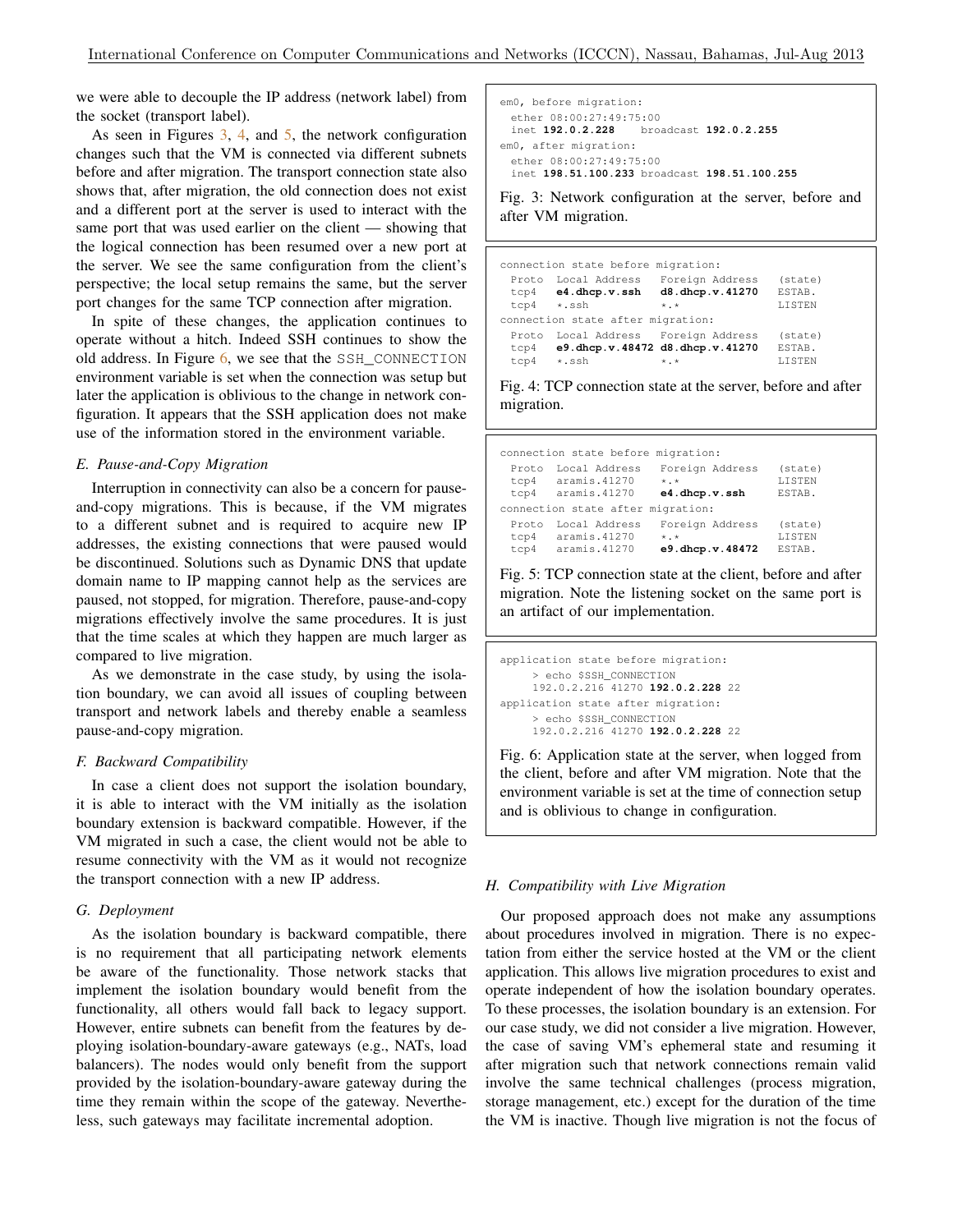we were able to decouple the IP address (network label) from the socket (transport label).

As seen in Figures 3, 4, and 5, the network configuration changes such that the VM is connected via different subnets before and after migration. The transport connection state also shows that, after migration, the old connection does not exist and a different port at the server is used to interact with the same port that was used earlier on the client — showing that the logical connection has been resumed over a new port at the server. We see the same configuration from the client's perspective; the local setup remains the same, but the server port changes for the same TCP connection after migration.

In spite of these changes, the application continues to operate without a hitch. Indeed SSH continues to show the old address. In Figure 6, we see that the `SSH_CONNECTION` environment variable is set when the connection was setup but later the application is oblivious to the change in network configuration. It appears that the SSH application does not make use of the information stored in the environment variable.

### E. Pause-and-Copy Migration

Interruption in connectivity can also be a concern for pause-and-copy migrations. This is because, if the VM migrates to a different subnet and is required to acquire new IP addresses, the existing connections that were paused would be discontinued. Solutions such as Dynamic DNS that update domain name to IP mapping cannot help as the services are paused, not stopped, for migration. Therefore, pause-and-copy migrations effectively involve the same procedures. It is just that the time scales at which they happen are much larger as compared to live migration.

As we demonstrate in the case study, by using the isolation boundary, we can avoid all issues of coupling between transport and network labels and thereby enable a seamless pause-and-copy migration.

### F. Backward Compatibility

In case a client does not support the isolation boundary, it is able to interact with the VM initially as the isolation boundary extension is backward compatible. However, if the VM migrated in such a case, the client would not be able to resume connectivity with the VM as it would not recognize the transport connection with a new IP address.

### G. Deployment

As the isolation boundary is backward compatible, there is no requirement that all participating network elements be aware of the functionality. Those network stacks that implement the isolation boundary would benefit from the functionality, all others would fall back to legacy support. However, entire subnets can benefit from the features by deploying isolation-boundary-aware gateways (e.g., NATs, load balancers). The nodes would only benefit from the support provided by the isolation-boundary-aware gateway during the time they remain within the scope of the gateway. Nevertheless, such gateways may facilitate incremental adoption.

```
em0, before migration:
  ether 08:00:27:49:75:00
  inet 192.0.2.228    broadcast 192.0.2.255
em0, after migration:
  ether 08:00:27:49:75:00
  inet 198.51.100.233 broadcast 198.51.100.255
```

Fig. 3: Network configuration at the server, before and after VM migration.

```
connection state before migration:
  Proto  Local Address    Foreign Address   (state)
  tcp4   e4.dhcp.v.ssh    d8.dhcp.v.41270   ESTAB.
  tcp4   *.ssh            *.*               LISTEN
connection state after migration:
  Proto  Local Address    Foreign Address   (state)
  tcp4   e9.dhcp.v.48472 d8.dhcp.v.41270    ESTAB.
  tcp4   *.ssh            *.*               LISTEN
```

Fig. 4: TCP connection state at the server, before and after migration.

```
connection state before migration:
  Proto  Local Address    Foreign Address   (state)
  tcp4   aramis.41270     *.*               LISTEN
  tcp4   aramis.41270     e4.dhcp.v.ssh     ESTAB.
connection state after migration:
  Proto  Local Address    Foreign Address   (state)
  tcp4   aramis.41270     *.*               LISTEN
  tcp4   aramis.41270     e9.dhcp.v.48472   ESTAB.
```

Fig. 5: TCP connection state at the client, before and after migration. Note the listening socket on the same port is an artifact of our implementation.

```
application state before migration:
    > echo $SSH_CONNECTION
    192.0.2.216 41270 192.0.2.228 22
application state after migration:
    > echo $SSH_CONNECTION
    192.0.2.216 41270 192.0.2.228 22
```

Fig. 6: Application state at the server, when logged from the client, before and after VM migration. Note that the environment variable is set at the time of connection setup and is oblivious to change in configuration.

### H. Compatibility with Live Migration

Our proposed approach does not make any assumptions about procedures involved in migration. There is no expectation from either the service hosted at the VM or the client application. This allows live migration procedures to exist and operate independent of how the isolation boundary operates. To these processes, the isolation boundary is an extension. For our case study, we did not consider a live migration. However, the case of saving VM's ephemeral state and resuming it after migration such that network connections remain valid involve the same technical challenges (process migration, storage management, etc.) except for the duration of the time the VM is inactive. Though live migration is not the focus of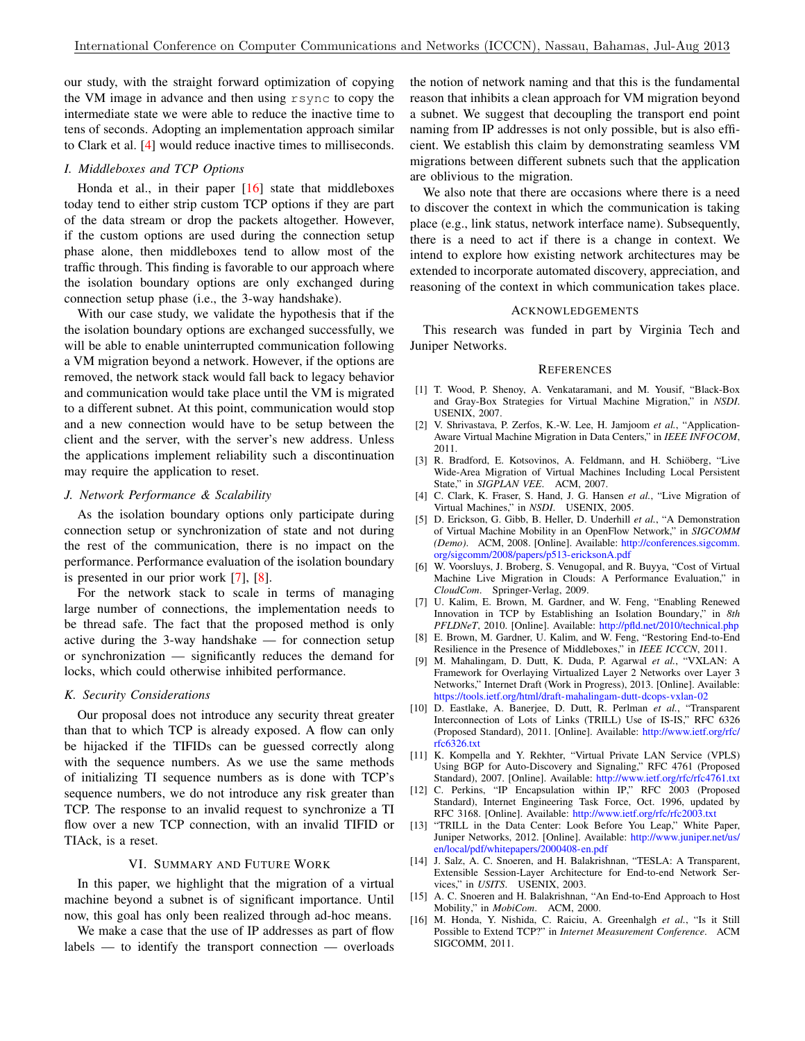our study, with the straight forward optimization of copying the VM image in advance and then using `rsync` to copy the intermediate state we were able to reduce the inactive time to tens of seconds. Adopting an implementation approach similar to Clark et al. [4] would reduce inactive times to milliseconds.

### *I. Middleboxes and TCP Options*

Honda et al., in their paper [16] state that middleboxes today tend to either strip custom TCP options if they are part of the data stream or drop the packets altogether. However, if the custom options are used during the connection setup phase alone, then middleboxes tend to allow most of the traffic through. This finding is favorable to our approach where the isolation boundary options are only exchanged during connection setup phase (i.e., the 3-way handshake).

With our case study, we validate the hypothesis that if the the isolation boundary options are exchanged successfully, we will be able to enable uninterrupted communication following a VM migration beyond a network. However, if the options are removed, the network stack would fall back to legacy behavior and communication would take place until the VM is migrated to a different subnet. At this point, communication would stop and a new connection would have to be setup between the client and the server, with the server's new address. Unless the applications implement reliability such a discontinuation may require the application to reset.

### *J. Network Performance & Scalability*

As the isolation boundary options only participate during connection setup or synchronization of state and not during the rest of the communication, there is no impact on the performance. Performance evaluation of the isolation boundary is presented in our prior work [7], [8].

For the network stack to scale in terms of managing large number of connections, the implementation needs to be thread safe. The fact that the proposed method is only active during the 3-way handshake — for connection setup or synchronization — significantly reduces the demand for locks, which could otherwise inhibited performance.

### *K. Security Considerations*

Our proposal does not introduce any security threat greater than that to which TCP is already exposed. A flow can only be hijacked if the TIFIDs can be guessed correctly along with the sequence numbers. As we use the same methods of initializing TI sequence numbers as is done with TCP's sequence numbers, we do not introduce any risk greater than TCP. The response to an invalid request to synchronize a TI flow over a new TCP connection, with an invalid TIFID or TIAck, is a reset.

## VI. Summary and Future Work

In this paper, we highlight that the migration of a virtual machine beyond a subnet is of significant importance. Until now, this goal has only been realized through ad-hoc means.

We make a case that the use of IP addresses as part of flow labels — to identify the transport connection — overloads the notion of network naming and that this is the fundamental reason that inhibits a clean approach for VM migration beyond a subnet. We suggest that decoupling the transport end point naming from IP addresses is not only possible, but is also efficient. We establish this claim by demonstrating seamless VM migrations between different subnets such that the application are oblivious to the migration.

We also note that there are occasions where there is a need to discover the context in which the communication is taking place (e.g., link status, network interface name). Subsequently, there is a need to act if there is a change in context. We intend to explore how existing network architectures may be extended to incorporate automated discovery, appreciation, and reasoning of the context in which communication takes place.

## Acknowledgements

This research was funded in part by Virginia Tech and Juniper Networks.

## References

[1] T. Wood, P. Shenoy, A. Venkataramani, and M. Yousif, "Black-Box and Gray-Box Strategies for Virtual Machine Migration," in *NSDI*. USENIX, 2007.

[2] V. Shrivastava, P. Zerfos, K.-W. Lee, H. Jamjoom *et al.*, "Application-Aware Virtual Machine Migration in Data Centers," in *IEEE INFOCOM*, 2011.

[3] R. Bradford, E. Kotsovinos, A. Feldmann, and H. Schiöberg, "Live Wide-Area Migration of Virtual Machines Including Local Persistent State," in *SIGPLAN VEE*. ACM, 2007.

[4] C. Clark, K. Fraser, S. Hand, J. G. Hansen *et al.*, "Live Migration of Virtual Machines," in *NSDI*. USENIX, 2005.

[5] D. Erickson, G. Gibb, B. Heller, D. Underhill *et al.*, "A Demonstration of Virtual Machine Mobility in an OpenFlow Network," in *SIGCOMM (Demo)*. ACM, 2008. [Online]. Available: http://conferences.sigcomm.org/sigcomm/2008/papers/p513-ericksonA.pdf

[6] W. Voorsluys, J. Broberg, S. Venugopal, and R. Buyya, "Cost of Virtual Machine Live Migration in Clouds: A Performance Evaluation," in *CloudCom*. Springer-Verlag, 2009.

[7] U. Kalim, E. Brown, M. Gardner, and W. Feng, "Enabling Renewed Innovation in TCP by Establishing an Isolation Boundary," in *8th PFLDNeT*, 2010. [Online]. Available: http://pfld.net/2010/technical.php

[8] E. Brown, M. Gardner, U. Kalim, and W. Feng, "Restoring End-to-End Resilience in the Presence of Middleboxes," in *IEEE ICCCN*, 2011.

[9] M. Mahalingam, D. Dutt, K. Duda, P. Agarwal *et al.*, "VXLAN: A Framework for Overlaying Virtualized Layer 2 Networks over Layer 3 Networks," Internet Draft (Work in Progress), 2013. [Online]. Available: https://tools.ietf.org/html/draft-mahalingam-dutt-dcops-vxlan-02

[10] D. Eastlake, A. Banerjee, D. Dutt, R. Perlman *et al.*, "Transparent Interconnection of Lots of Links (TRILL) Use of IS-IS," RFC 6326 (Proposed Standard), 2011. [Online]. Available: http://www.ietf.org/rfc/rfc6326.txt

[11] K. Kompella and Y. Rekhter, "Virtual Private LAN Service (VPLS) Using BGP for Auto-Discovery and Signaling," RFC 4761 (Proposed Standard), 2007. [Online]. Available: http://www.ietf.org/rfc/rfc4761.txt

[12] C. Perkins, "IP Encapsulation within IP," RFC 2003 (Proposed Standard), Internet Engineering Task Force, Oct. 1996, updated by RFC 3168. [Online]. Available: http://www.ietf.org/rfc/rfc2003.txt

[13] "TRILL in the Data Center: Look Before You Leap," White Paper, Juniper Networks, 2012. [Online]. Available: http://www.juniper.net/us/en/local/pdf/whitepapers/2000408-en.pdf

[14] J. Salz, A. C. Snoeren, and H. Balakrishnan, "TESLA: A Transparent, Extensible Session-Layer Architecture for End-to-end Network Services," in *USITS*. USENIX, 2003.

[15] A. C. Snoeren and H. Balakrishnan, "An End-to-End Approach to Host Mobility," in *MobiCom*. ACM, 2000.

[16] M. Honda, Y. Nishida, C. Raiciu, A. Greenhalgh *et al.*, "Is it Still Possible to Extend TCP?" in *Internet Measurement Conference*. ACM SIGCOMM, 2011.